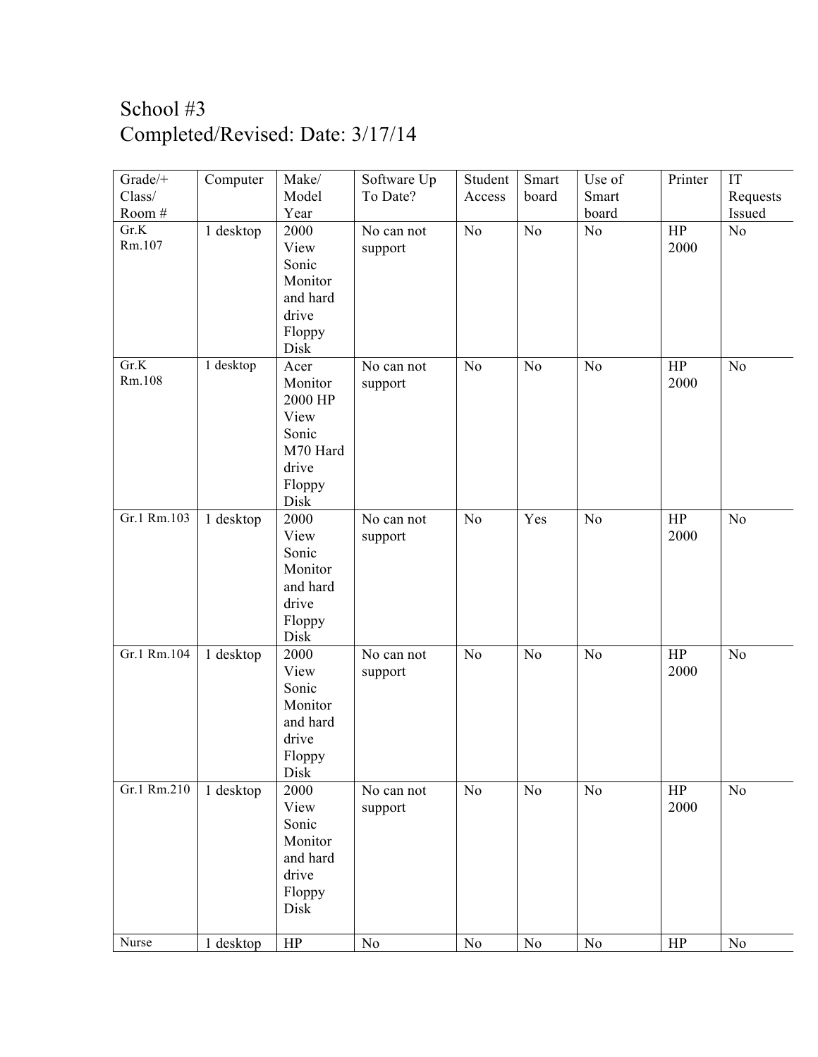# School #3
## Completed/Revised: Date: 3/17/14

| Grade/+ Class/ Room # | Computer | Make/ Model Year | Software Up To Date? | Student Access | Smart board | Use of Smart board | Printer | IT Requests Issued |
|---|---|---|---|---|---|---|---|---|
| Gr.K Rm.107 | 1 desktop | 2000 View Sonic Monitor and hard drive Floppy Disk | No can not support | No | No | No | HP 2000 | No |
| Gr.K Rm.108 | 1 desktop | Acer Monitor 2000 HP View Sonic M70 Hard drive Floppy Disk | No can not support | No | No | No | HP 2000 | No |
| Gr.1 Rm.103 | 1 desktop | 2000 View Sonic Monitor and hard drive Floppy Disk | No can not support | No | Yes | No | HP 2000 | No |
| Gr.1 Rm.104 | 1 desktop | 2000 View Sonic Monitor and hard drive Floppy Disk | No can not support | No | No | No | HP 2000 | No |
| Gr.1 Rm.210 | 1 desktop | 2000 View Sonic Monitor and hard drive Floppy Disk | No can not support | No | No | No | HP 2000 | No |
| Nurse | 1 desktop | HP | No | No | No | No | HP | No |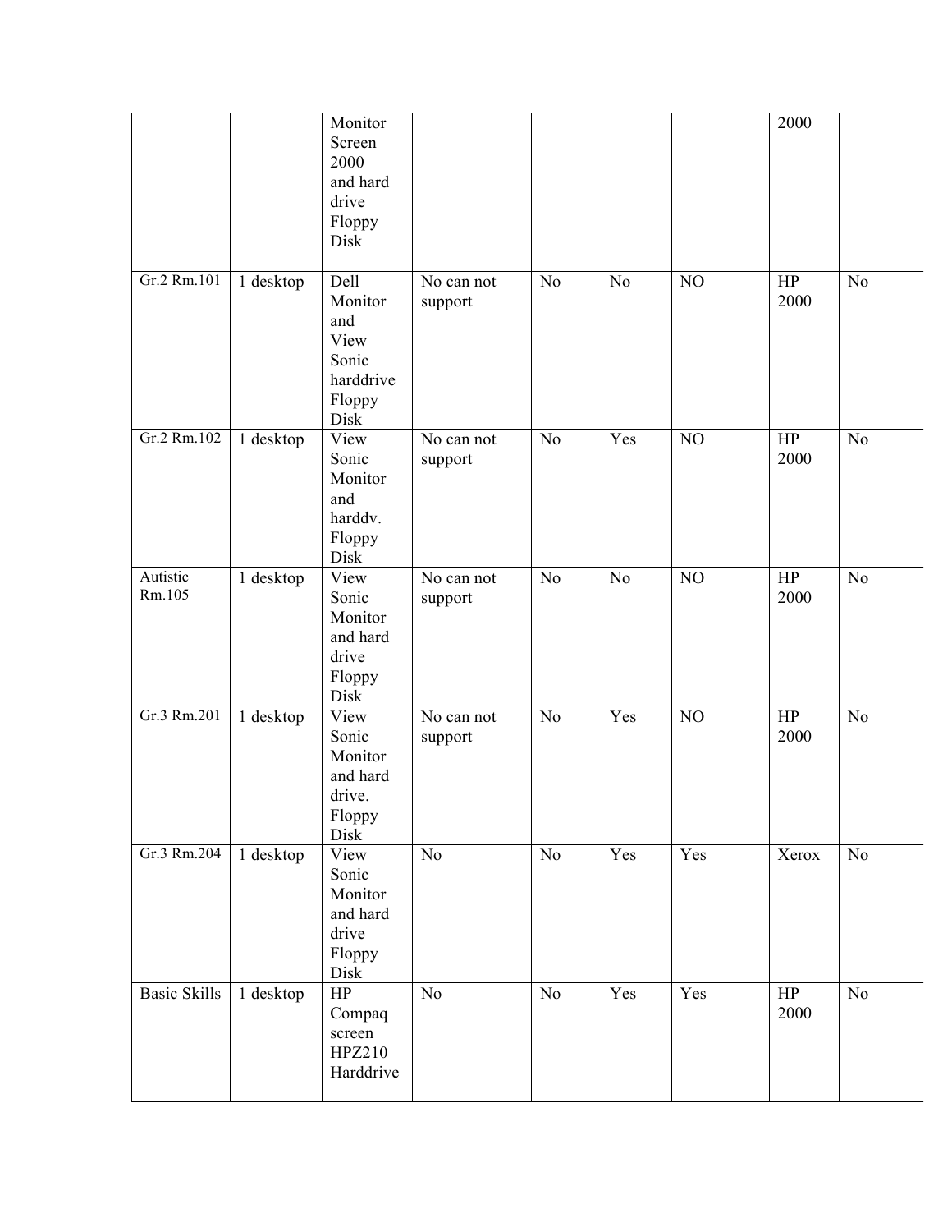| | | Monitor Screen 2000 and hard drive Floppy Disk | | | | | 2000 | |
|---|---|---|---|---|---|---|---|---|
| Gr.2 Rm.101 | 1 desktop | Dell Monitor and View Sonic harddrive Floppy Disk | No can not support | No | No | NO | HP 2000 | No |
| Gr.2 Rm.102 | 1 desktop | View Sonic Monitor and harddv. Floppy Disk | No can not support | No | Yes | NO | HP 2000 | No |
| Autistic Rm.105 | 1 desktop | View Sonic Monitor and hard drive Floppy Disk | No can not support | No | No | NO | HP 2000 | No |
| Gr.3 Rm.201 | 1 desktop | View Sonic Monitor and hard drive. Floppy Disk | No can not support | No | Yes | NO | HP 2000 | No |
| Gr.3 Rm.204 | 1 desktop | View Sonic Monitor and hard drive Floppy Disk | No | No | Yes | Yes | Xerox | No |
| Basic Skills | 1 desktop | HP Compaq screen HPZ210 Harddrive | No | No | Yes | Yes | HP 2000 | No |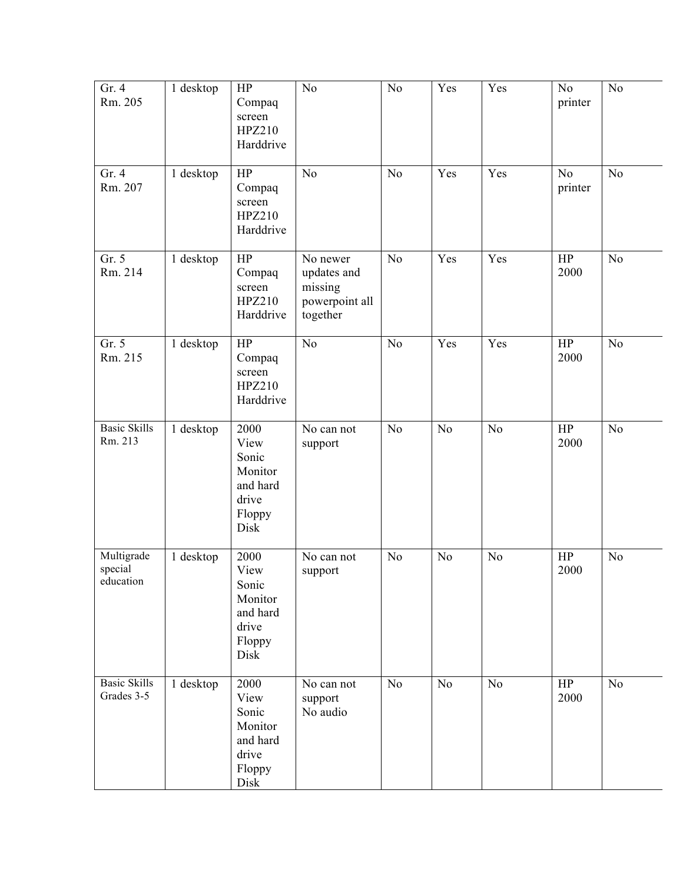| | | | | | | | | |
|---|---|---|---|---|---|---|---|---|
| Gr. 4 Rm. 205 | 1 desktop | HP Compaq screen HPZ210 Harddrive | No | No | Yes | Yes | No printer | No |
| Gr. 4 Rm. 207 | 1 desktop | HP Compaq screen HPZ210 Harddrive | No | No | Yes | Yes | No printer | No |
| Gr. 5 Rm. 214 | 1 desktop | HP Compaq screen HPZ210 Harddrive | No newer updates and missing powerpoint all together | No | Yes | Yes | HP 2000 | No |
| Gr. 5 Rm. 215 | 1 desktop | HP Compaq screen HPZ210 Harddrive | No | No | Yes | Yes | HP 2000 | No |
| Basic Skills Rm. 213 | 1 desktop | 2000 View Sonic Monitor and hard drive Floppy Disk | No can not support | No | No | No | HP 2000 | No |
| Multigrade special education | 1 desktop | 2000 View Sonic Monitor and hard drive Floppy Disk | No can not support | No | No | No | HP 2000 | No |
| Basic Skills Grades 3-5 | 1 desktop | 2000 View Sonic Monitor and hard drive Floppy Disk | No can not support No audio | No | No | No | HP 2000 | No |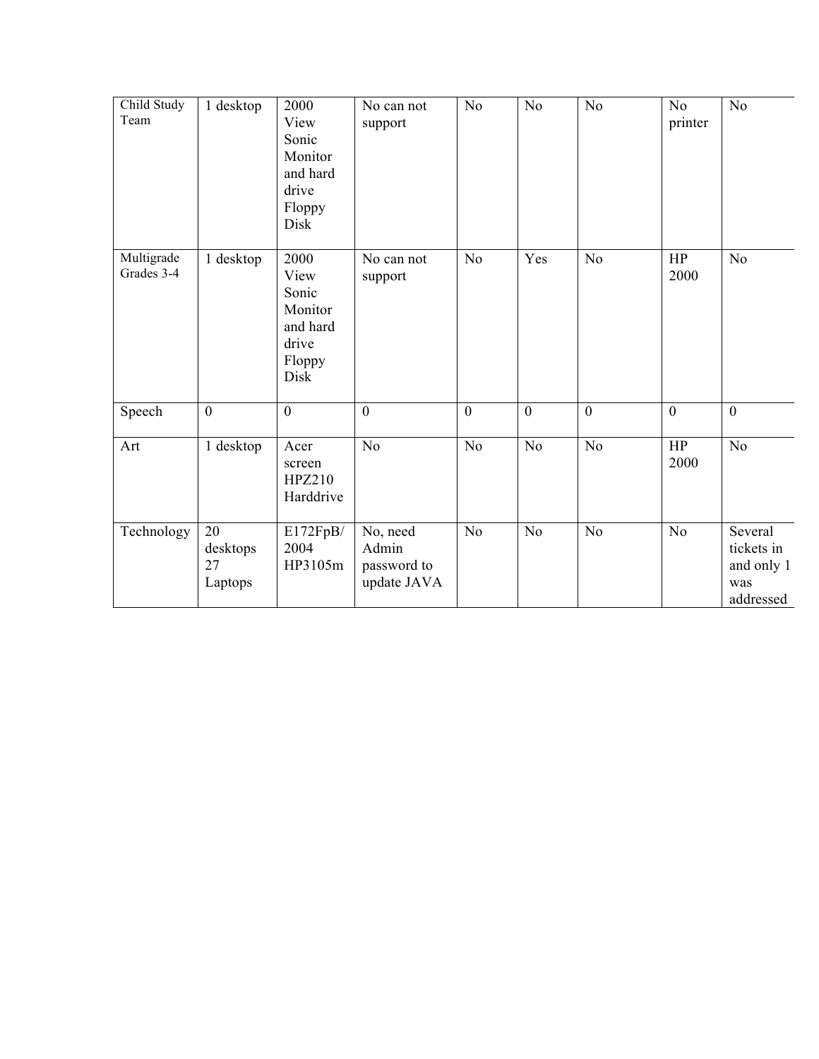| | | | | | | | | |
|---|---|---|---|---|---|---|---|---|
| Child Study Team | 1 desktop | 2000 View Sonic Monitor and hard drive Floppy Disk | No can not support | No | No | No | No printer | No |
| Multigrade Grades 3-4 | 1 desktop | 2000 View Sonic Monitor and hard drive Floppy Disk | No can not support | No | Yes | No | HP 2000 | No |
| Speech | 0 | 0 | 0 | 0 | 0 | 0 | 0 | 0 |
| Art | 1 desktop | Acer screen HPZ210 Harddrive | No | No | No | No | HP 2000 | No |
| Technology | 20 desktops 27 Laptops | E172FpB/ 2004 HP3105m | No, need Admin password to update JAVA | No | No | No | No | Several tickets in and only 1 was addressed |